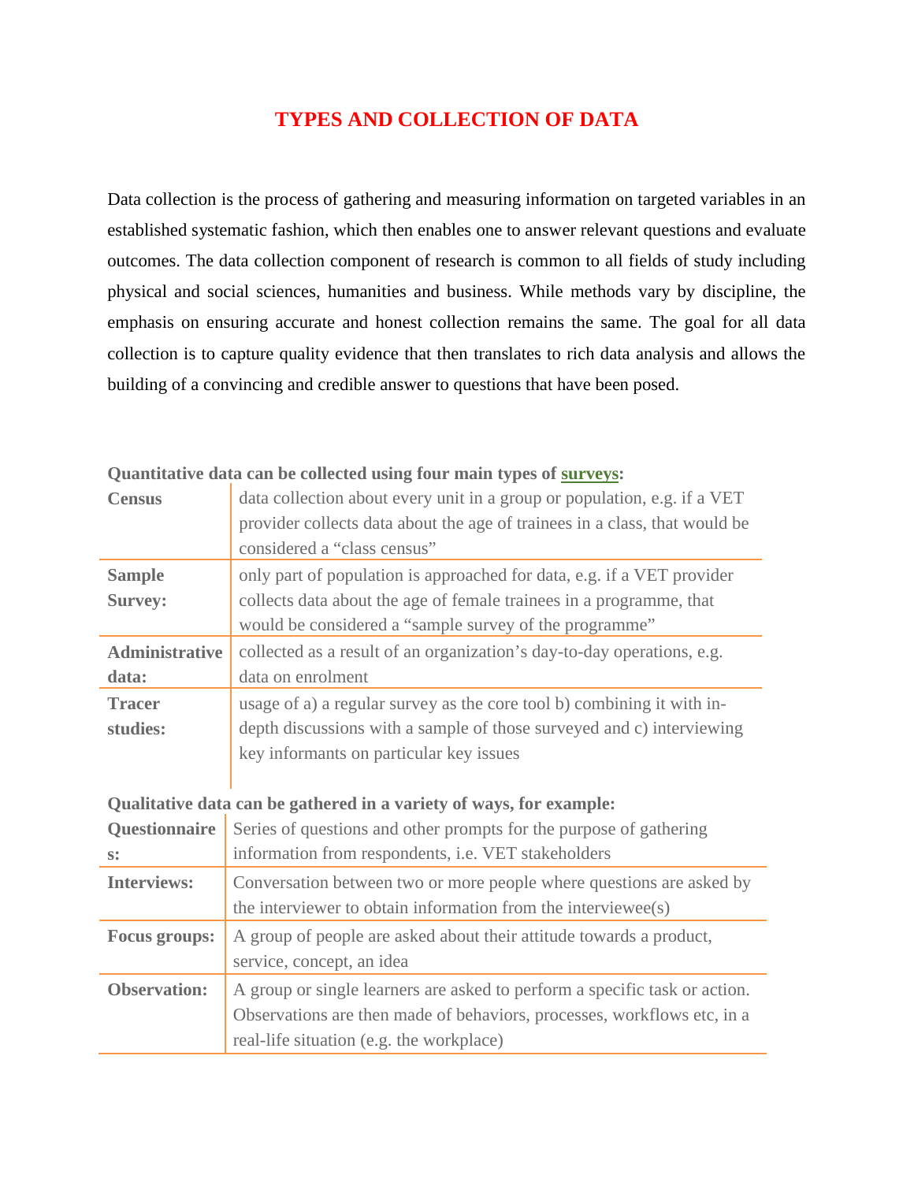# TYPES AND COLLECTION OF DATA

Data collection is the process of gathering and measuring information on targeted variables in an established systematic fashion, which then enables one to answer relevant questions and evaluate outcomes. The data collection component of research is common to all fields of study including physical and social sciences, humanities and business. While methods vary by discipline, the emphasis on ensuring accurate and honest collection remains the same. The goal for all data collection is to capture quality evidence that then translates to rich data analysis and allows the building of a convincing and credible answer to questions that have been posed.

**Quantitative data can be collected using four main types of surveys:**

| | |
|---|---|
| **Census** | data collection about every unit in a group or population, e.g. if a VET provider collects data about the age of trainees in a class, that would be considered a "class census" |
| **Sample Survey:** | only part of population is approached for data, e.g. if a VET provider collects data about the age of female trainees in a programme, that would be considered a "sample survey of the programme" |
| **Administrative data:** | collected as a result of an organization's day-to-day operations, e.g. data on enrolment |
| **Tracer studies:** | usage of a) a regular survey as the core tool b) combining it with in-depth discussions with a sample of those surveyed and c) interviewing key informants on particular key issues |

**Qualitative data can be gathered in a variety of ways, for example:**

| | |
|---|---|
| **Questionnaires:** | Series of questions and other prompts for the purpose of gathering information from respondents, i.e. VET stakeholders |
| **Interviews:** | Conversation between two or more people where questions are asked by the interviewer to obtain information from the interviewee(s) |
| **Focus groups:** | A group of people are asked about their attitude towards a product, service, concept, an idea |
| **Observation:** | A group or single learners are asked to perform a specific task or action. Observations are then made of behaviors, processes, workflows etc, in a real-life situation (e.g. the workplace) |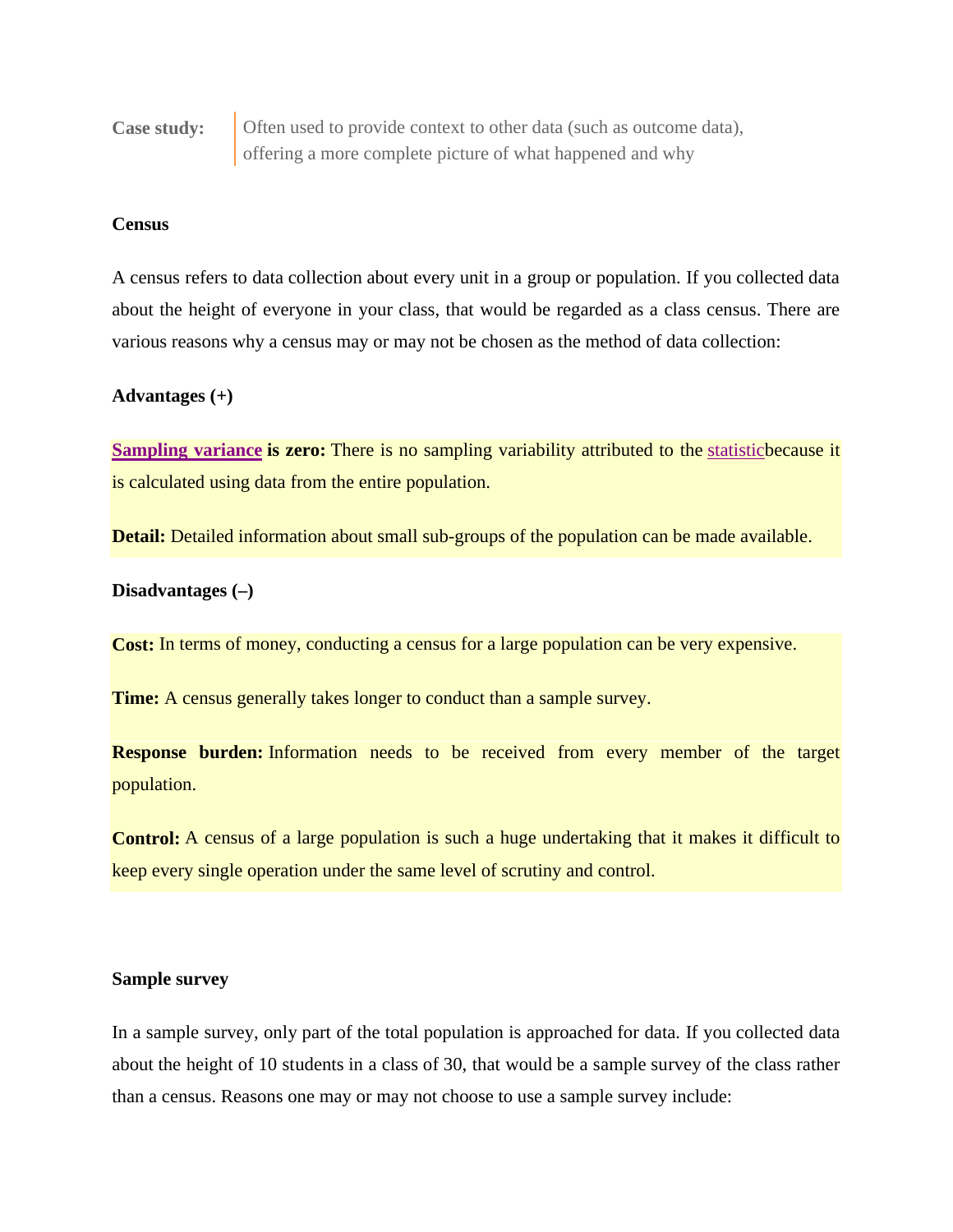**Case study:** Often used to provide context to other data (such as outcome data), offering a more complete picture of what happened and why

**Census**

A census refers to data collection about every unit in a group or population. If you collected data about the height of everyone in your class, that would be regarded as a class census. There are various reasons why a census may or may not be chosen as the method of data collection:

**Advantages (+)**

**Sampling variance is zero:** There is no sampling variability attributed to the statisticbecause it is calculated using data from the entire population.

**Detail:** Detailed information about small sub-groups of the population can be made available.

**Disadvantages (–)**

**Cost:** In terms of money, conducting a census for a large population can be very expensive.

**Time:** A census generally takes longer to conduct than a sample survey.

**Response burden:** Information needs to be received from every member of the target population.

**Control:** A census of a large population is such a huge undertaking that it makes it difficult to keep every single operation under the same level of scrutiny and control.

**Sample survey**

In a sample survey, only part of the total population is approached for data. If you collected data about the height of 10 students in a class of 30, that would be a sample survey of the class rather than a census. Reasons one may or may not choose to use a sample survey include: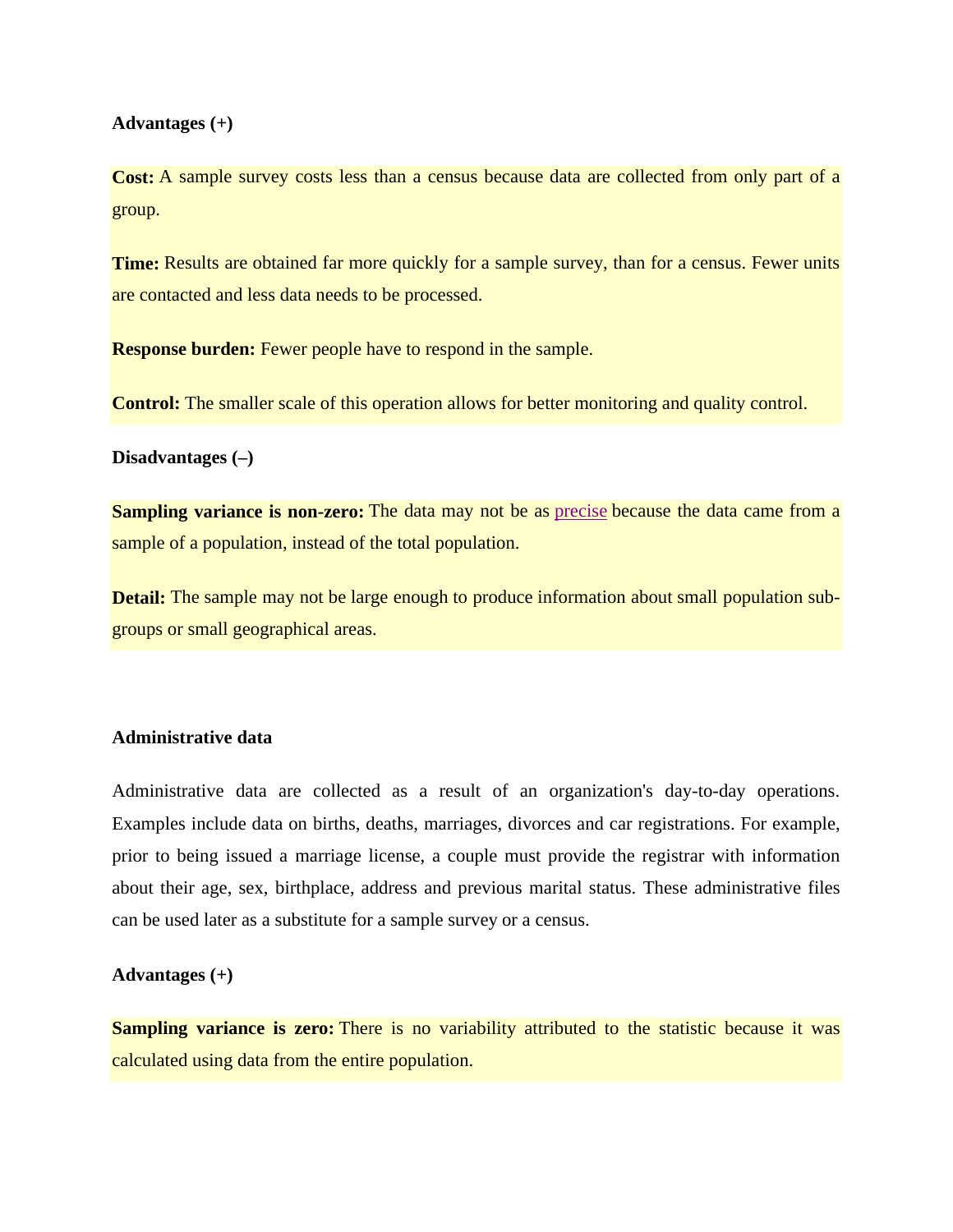**Advantages (+)**

**Cost:** A sample survey costs less than a census because data are collected from only part of a group.

**Time:** Results are obtained far more quickly for a sample survey, than for a census. Fewer units are contacted and less data needs to be processed.

**Response burden:** Fewer people have to respond in the sample.

**Control:** The smaller scale of this operation allows for better monitoring and quality control.

**Disadvantages (–)**

**Sampling variance is non-zero:** The data may not be as precise because the data came from a sample of a population, instead of the total population.

**Detail:** The sample may not be large enough to produce information about small population sub-groups or small geographical areas.

**Administrative data**

Administrative data are collected as a result of an organization's day-to-day operations. Examples include data on births, deaths, marriages, divorces and car registrations. For example, prior to being issued a marriage license, a couple must provide the registrar with information about their age, sex, birthplace, address and previous marital status. These administrative files can be used later as a substitute for a sample survey or a census.

**Advantages (+)**

**Sampling variance is zero:** There is no variability attributed to the statistic because it was calculated using data from the entire population.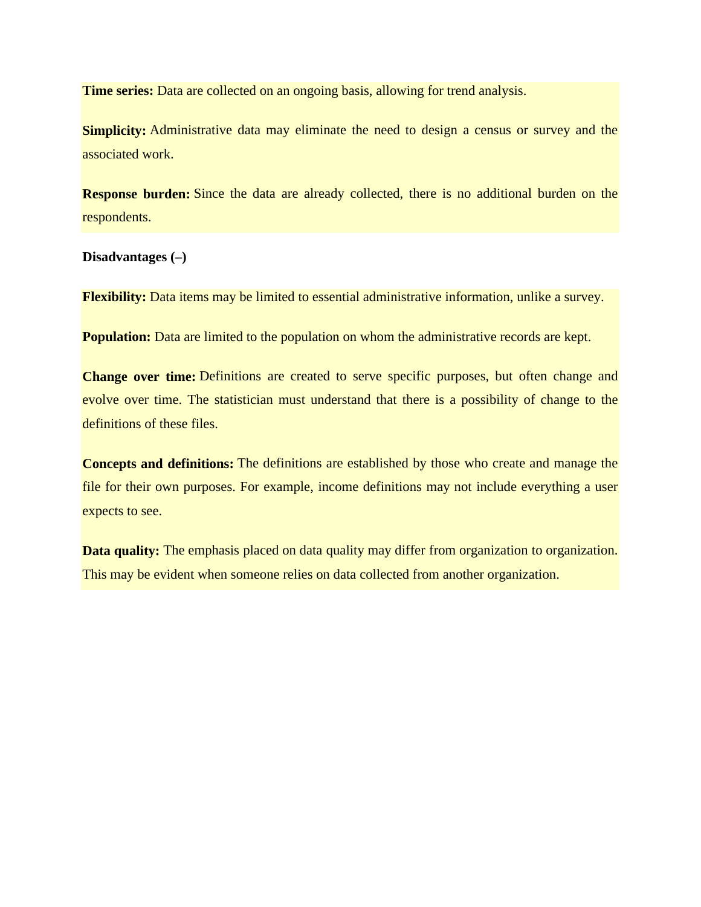**Time series:** Data are collected on an ongoing basis, allowing for trend analysis.

**Simplicity:** Administrative data may eliminate the need to design a census or survey and the associated work.

**Response burden:** Since the data are already collected, there is no additional burden on the respondents.

**Disadvantages (–)**

**Flexibility:** Data items may be limited to essential administrative information, unlike a survey.

**Population:** Data are limited to the population on whom the administrative records are kept.

**Change over time:** Definitions are created to serve specific purposes, but often change and evolve over time. The statistician must understand that there is a possibility of change to the definitions of these files.

**Concepts and definitions:** The definitions are established by those who create and manage the file for their own purposes. For example, income definitions may not include everything a user expects to see.

**Data quality:** The emphasis placed on data quality may differ from organization to organization. This may be evident when someone relies on data collected from another organization.